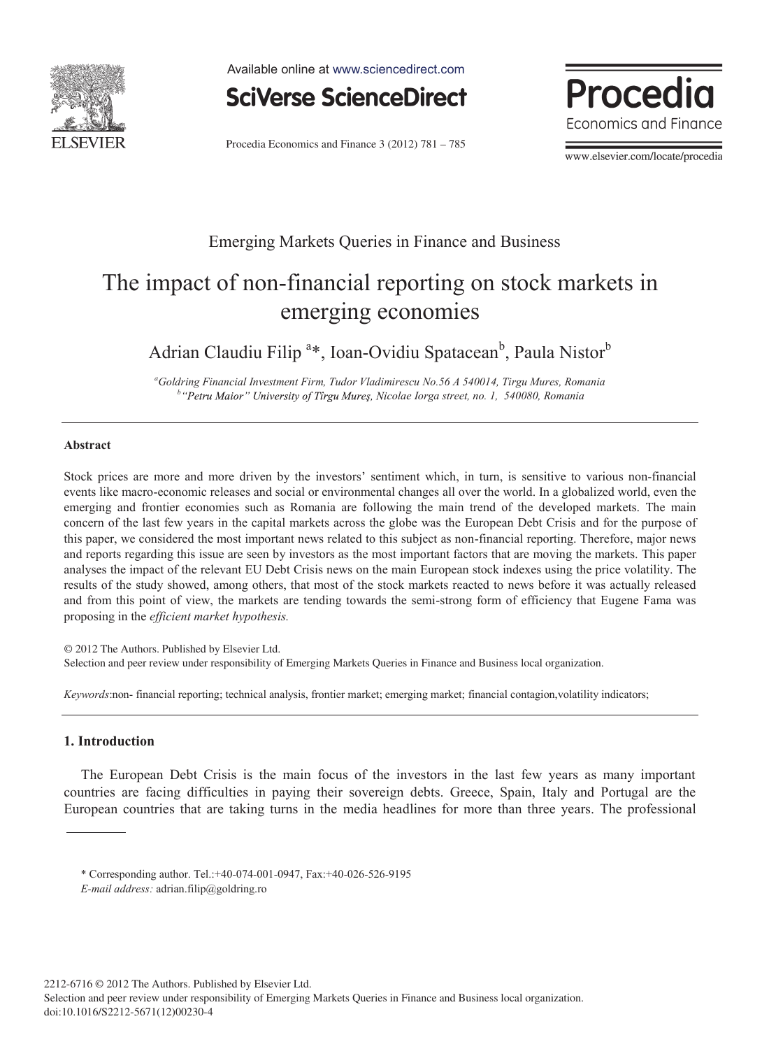Emerging Markets Queries in Finance and Business

# The impact of non-financial reporting on stock markets in emerging economies

Adrian Claudiu Filip [a]*, Ioan-Ovidiu Spatacean[b], Paula Nistor[b]

[a] Goldring Financial Investment Firm, Tudor Vladimirescu No.56 A 540014, Tirgu Mures, Romania
[b] "Petru Maior" University of Tîrgu Mureş, Nicolae Iorga street, no. 1, 540080, Romania

---

### Abstract

Stock prices are more and more driven by the investors' sentiment which, in turn, is sensitive to various non-financial events like macro-economic releases and social or environmental changes all over the world. In a globalized world, even the emerging and frontier economies such as Romania are following the main trend of the developed markets. The main concern of the last few years in the capital markets across the globe was the European Debt Crisis and for the purpose of this paper, we considered the most important news related to this subject as non-financial reporting. Therefore, major news and reports regarding this issue are seen by investors as the most important factors that are moving the markets. This paper analyses the impact of the relevant EU Debt Crisis news on the main European stock indexes using the price volatility. The results of the study showed, among others, that most of the stock markets reacted to news before it was actually released and from this point of view, the markets are tending towards the semi-strong form of efficiency that Eugene Fama was proposing in the *efficient market hypothesis.*

© 2012 The Authors. Published by Elsevier Ltd.
Selection and peer review under responsibility of Emerging Markets Queries in Finance and Business local organization.

*Keywords*:non- financial reporting; technical analysis, frontier market; emerging market; financial contagion,volatility indicators;

---

## 1. Introduction

The European Debt Crisis is the main focus of the investors in the last few years as many important countries are facing difficulties in paying their sovereign debts. Greece, Spain, Italy and Portugal are the European countries that are taking turns in the media headlines for more than three years. The professional

* Corresponding author. Tel.:+40-074-001-0947, Fax:+40-026-526-9195
*E-mail address:* adrian.filip@goldring.ro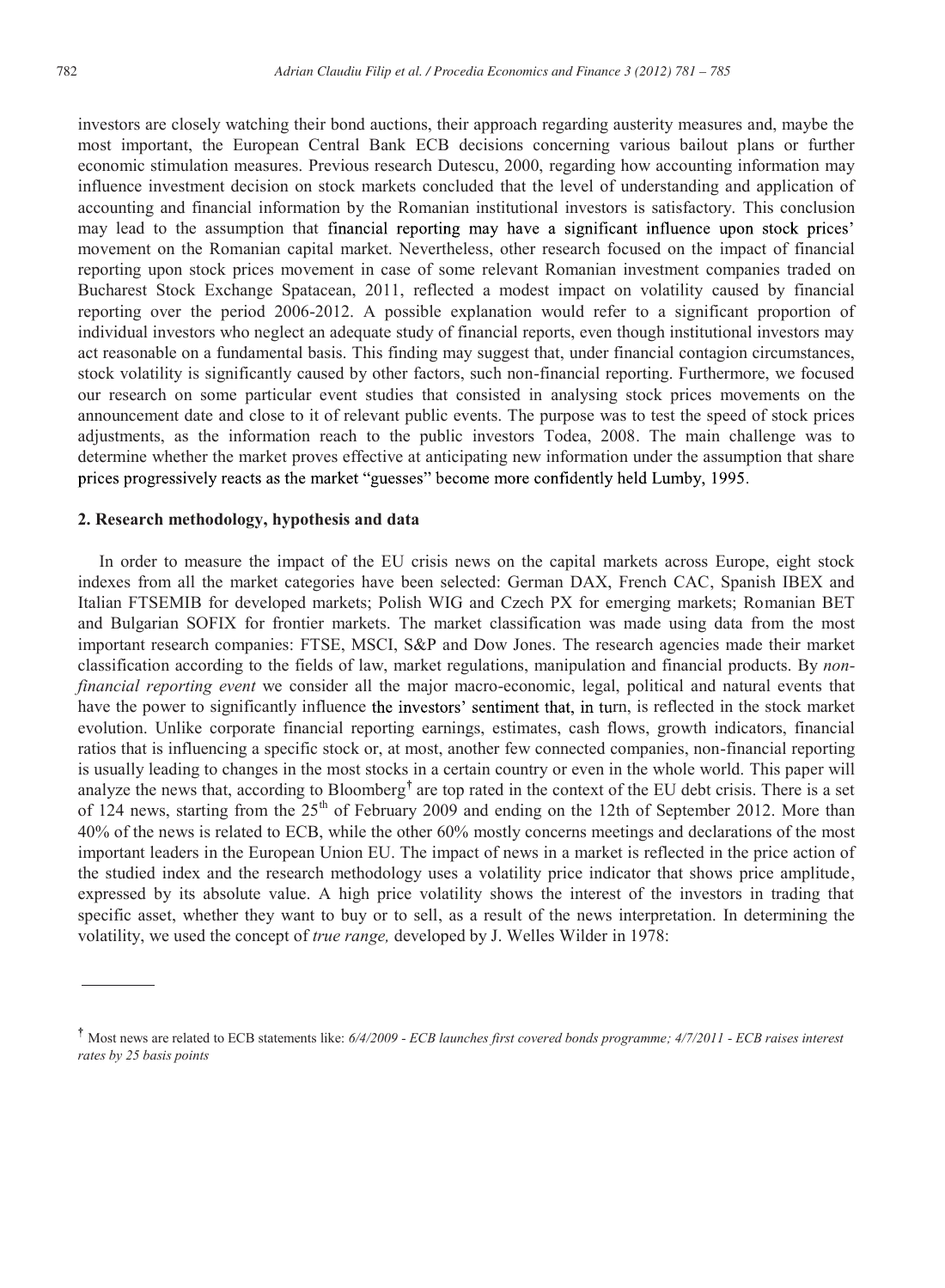investors are closely watching their bond auctions, their approach regarding austerity measures and, maybe the most important, the European Central Bank ECB decisions concerning various bailout plans or further economic stimulation measures. Previous research Dutescu, 2000, regarding how accounting information may influence investment decision on stock markets concluded that the level of understanding and application of accounting and financial information by the Romanian institutional investors is satisfactory. This conclusion may lead to the assumption that financial reporting may have a significant influence upon stock prices' movement on the Romanian capital market. Nevertheless, other research focused on the impact of financial reporting upon stock prices movement in case of some relevant Romanian investment companies traded on Bucharest Stock Exchange Spatacean, 2011, reflected a modest impact on volatility caused by financial reporting over the period 2006-2012. A possible explanation would refer to a significant proportion of individual investors who neglect an adequate study of financial reports, even though institutional investors may act reasonable on a fundamental basis. This finding may suggest that, under financial contagion circumstances, stock volatility is significantly caused by other factors, such non-financial reporting. Furthermore, we focused our research on some particular event studies that consisted in analysing stock prices movements on the announcement date and close to it of relevant public events. The purpose was to test the speed of stock prices adjustments, as the information reach to the public investors Todea, 2008. The main challenge was to determine whether the market proves effective at anticipating new information under the assumption that share prices progressively reacts as the market "guesses" become more confidently held Lumby, 1995.

## 2. Research methodology, hypothesis and data

In order to measure the impact of the EU crisis news on the capital markets across Europe, eight stock indexes from all the market categories have been selected: German DAX, French CAC, Spanish IBEX and Italian FTSEMIB for developed markets; Polish WIG and Czech PX for emerging markets; Romanian BET and Bulgarian SOFIX for frontier markets. The market classification was made using data from the most important research companies: FTSE, MSCI, S&P and Dow Jones. The research agencies made their market classification according to the fields of law, market regulations, manipulation and financial products. By *non-financial reporting event* we consider all the major macro-economic, legal, political and natural events that have the power to significantly influence the investors' sentiment that, in turn, is reflected in the stock market evolution. Unlike corporate financial reporting earnings, estimates, cash flows, growth indicators, financial ratios that is influencing a specific stock or, at most, another few connected companies, non-financial reporting is usually leading to changes in the most stocks in a certain country or even in the whole world. This paper will analyze the news that, according to Bloomberg[†] are top rated in the context of the EU debt crisis. There is a set of 124 news, starting from the 25th of February 2009 and ending on the 12th of September 2012. More than 40% of the news is related to ECB, while the other 60% mostly concerns meetings and declarations of the most important leaders in the European Union EU. The impact of news in a market is reflected in the price action of the studied index and the research methodology uses a volatility price indicator that shows price amplitude, expressed by its absolute value. A high price volatility shows the interest of the investors in trading that specific asset, whether they want to buy or to sell, as a result of the news interpretation. In determining the volatility, we used the concept of *true range,* developed by J. Welles Wilder in 1978:

---

[†] Most news are related to ECB statements like: *6/4/2009 - ECB launches first covered bonds programme; 4/7/2011 - ECB raises interest rates by 25 basis points*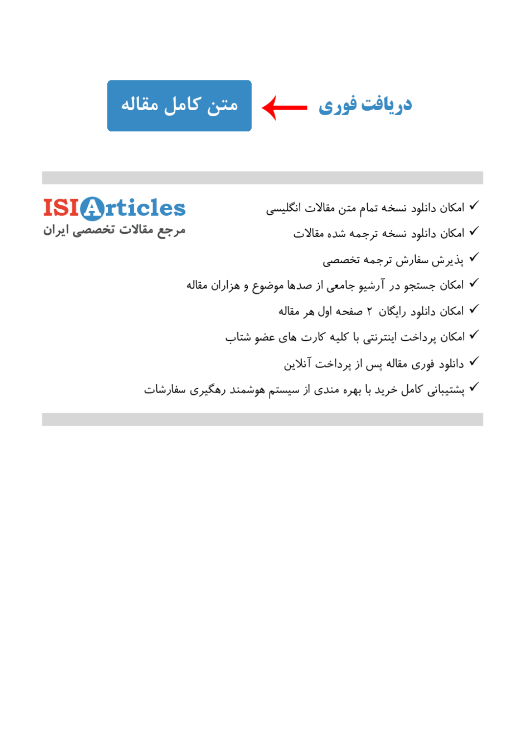**دریافت فوری** ← **متن کامل مقاله**

**ISIArticles**
مرجع مقالات تخصصی ایران

- ✓ امکان دانلود نسخه تمام متن مقالات انگلیسی
- ✓ امکان دانلود نسخه ترجمه شده مقالات
- ✓ پذیرش سفارش ترجمه تخصصی
- ✓ امکان جستجو در آرشیو جامعی از صدها موضوع و هزاران مقاله
- ✓ امکان دانلود رایگان ۲ صفحه اول هر مقاله
- ✓ امکان پرداخت اینترنتی با کلیه کارت های عضو شتاب
- ✓ دانلود فوری مقاله پس از پرداخت آنلاین
- ✓ پشتیبانی کامل خرید با بهره مندی از سیستم هوشمند رهگیری سفارشات